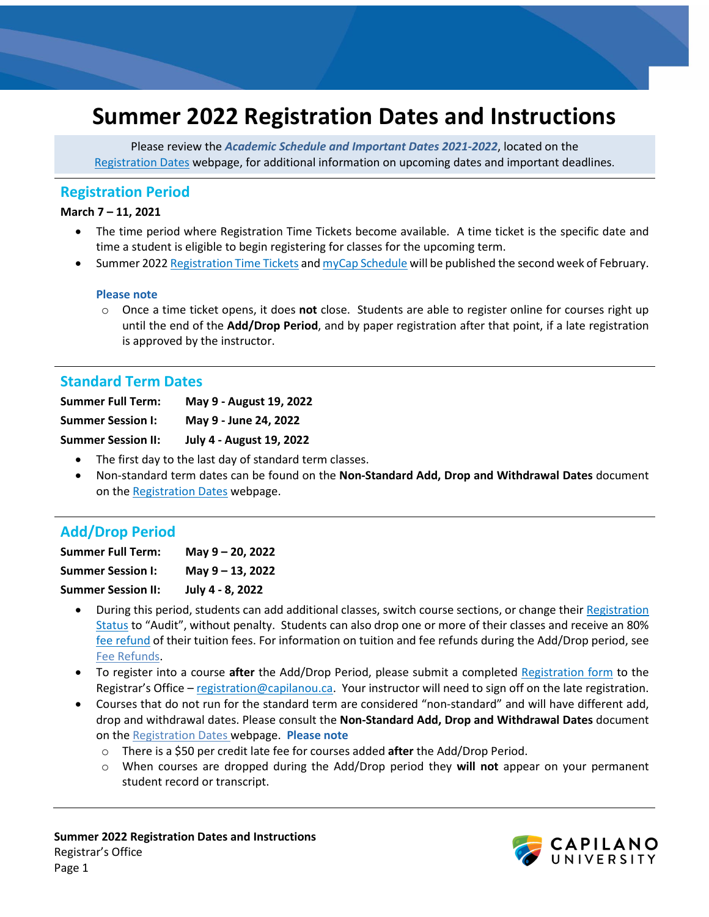# Summary 2022 Registration Dates and Instructions

Please review the ***Academic Schedule and Important Dates 2021-2022***, located on the Registration Dates webpage, for additional information on upcoming dates and important deadlines.

## Registration Period

**March 7 – 11, 2021**

- The time period where Registration Time Tickets become available. A time ticket is the specific date and time a student is eligible to begin registering for classes for the upcoming term.
- Summer 2022 Registration Time Tickets and myCap Schedule will be published the second week of February.

**Please note**

- Once a time ticket opens, it does **not** close. Students are able to register online for courses right up until the end of the **Add/Drop Period**, and by paper registration after that point, if a late registration is approved by the instructor.

## Standard Term Dates

| | |
|---|---|
| **Summer Full Term:** | **May 9 - August 19, 2022** |
| **Summer Session I:** | **May 9 - June 24, 2022** |
| **Summer Session II:** | **July 4 - August 19, 2022** |

- The first day to the last day of standard term classes.
- Non-standard term dates can be found on the **Non-Standard Add, Drop and Withdrawal Dates** document on the Registration Dates webpage.

## Add/Drop Period

| | |
|---|---|
| **Summer Full Term:** | **May 9 – 20, 2022** |
| **Summer Session I:** | **May 9 – 13, 2022** |
| **Summer Session II:** | **July 4 - 8, 2022** |

- During this period, students can add additional classes, switch course sections, or change their Registration Status to "Audit", without penalty. Students can also drop one or more of their classes and receive an 80% fee refund of their tuition fees. For information on tuition and fee refunds during the Add/Drop period, see Fee Refunds.
- To register into a course **after** the Add/Drop Period, please submit a completed Registration form to the Registrar's Office – registration@capilanou.ca. Your instructor will need to sign off on the late registration.
- Courses that do not run for the standard term are considered "non-standard" and will have different add, drop and withdrawal dates. Please consult the **Non-Standard Add, Drop and Withdrawal Dates** document on the Registration Dates webpage. **Please note**
  - There is a $50 per credit late fee for courses added **after** the Add/Drop Period.
  - When courses are dropped during the Add/Drop period they **will not** appear on your permanent student record or transcript.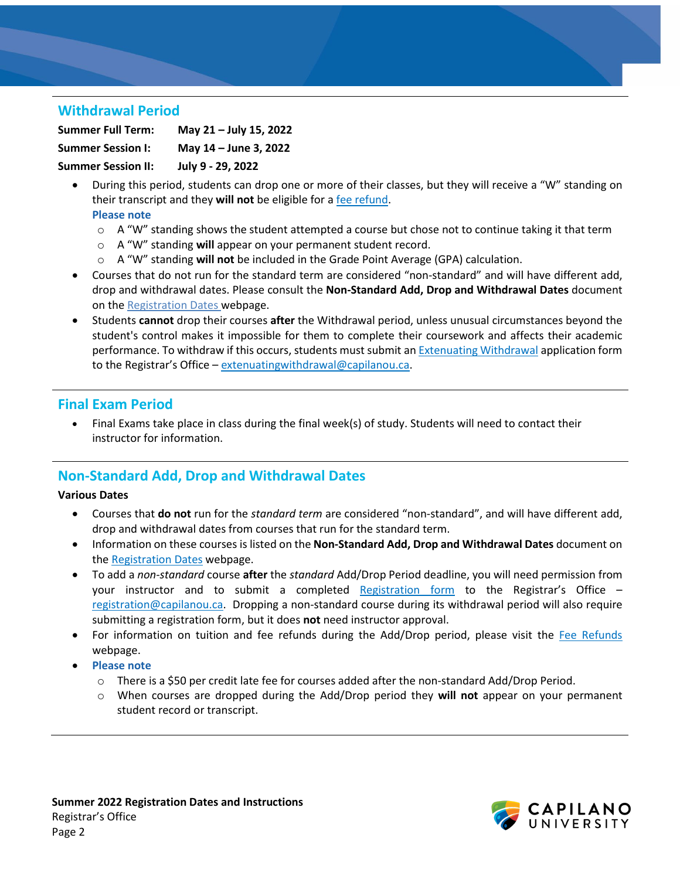## Withdrawal Period

**Summer Full Term:** **May 21 – July 15, 2022**
**Summer Session I:** **May 14 – June 3, 2022**
**Summer Session II:** **July 9 - 29, 2022**

- During this period, students can drop one or more of their classes, but they will receive a "W" standing on their transcript and they **will not** be eligible for a fee refund.
  **Please note**
  - A "W" standing shows the student attempted a course but chose not to continue taking it that term
  - A "W" standing **will** appear on your permanent student record.
  - A "W" standing **will not** be included in the Grade Point Average (GPA) calculation.
- Courses that do not run for the standard term are considered "non-standard" and will have different add, drop and withdrawal dates. Please consult the **Non-Standard Add, Drop and Withdrawal Dates** document on the Registration Dates webpage.
- Students **cannot** drop their courses **after** the Withdrawal period, unless unusual circumstances beyond the student's control makes it impossible for them to complete their coursework and affects their academic performance. To withdraw if this occurs, students must submit an Extenuating Withdrawal application form to the Registrar's Office – extenuatingwithdrawal@capilanou.ca.

## Final Exam Period

- Final Exams take place in class during the final week(s) of study. Students will need to contact their instructor for information.

## Non-Standard Add, Drop and Withdrawal Dates

**Various Dates**

- Courses that **do not** run for the *standard term* are considered "non-standard", and will have different add, drop and withdrawal dates from courses that run for the standard term.
- Information on these courses is listed on the **Non-Standard Add, Drop and Withdrawal Dates** document on the Registration Dates webpage.
- To add a *non-standard* course **after** the *standard* Add/Drop Period deadline, you will need permission from your instructor and to submit a completed Registration form to the Registrar's Office – registration@capilanou.ca. Dropping a non-standard course during its withdrawal period will also require submitting a registration form, but it does **not** need instructor approval.
- For information on tuition and fee refunds during the Add/Drop period, please visit the Fee Refunds webpage.
- **Please note**
  - There is a $50 per credit late fee for courses added after the non-standard Add/Drop Period.
  - When courses are dropped during the Add/Drop period they **will not** appear on your permanent student record or transcript.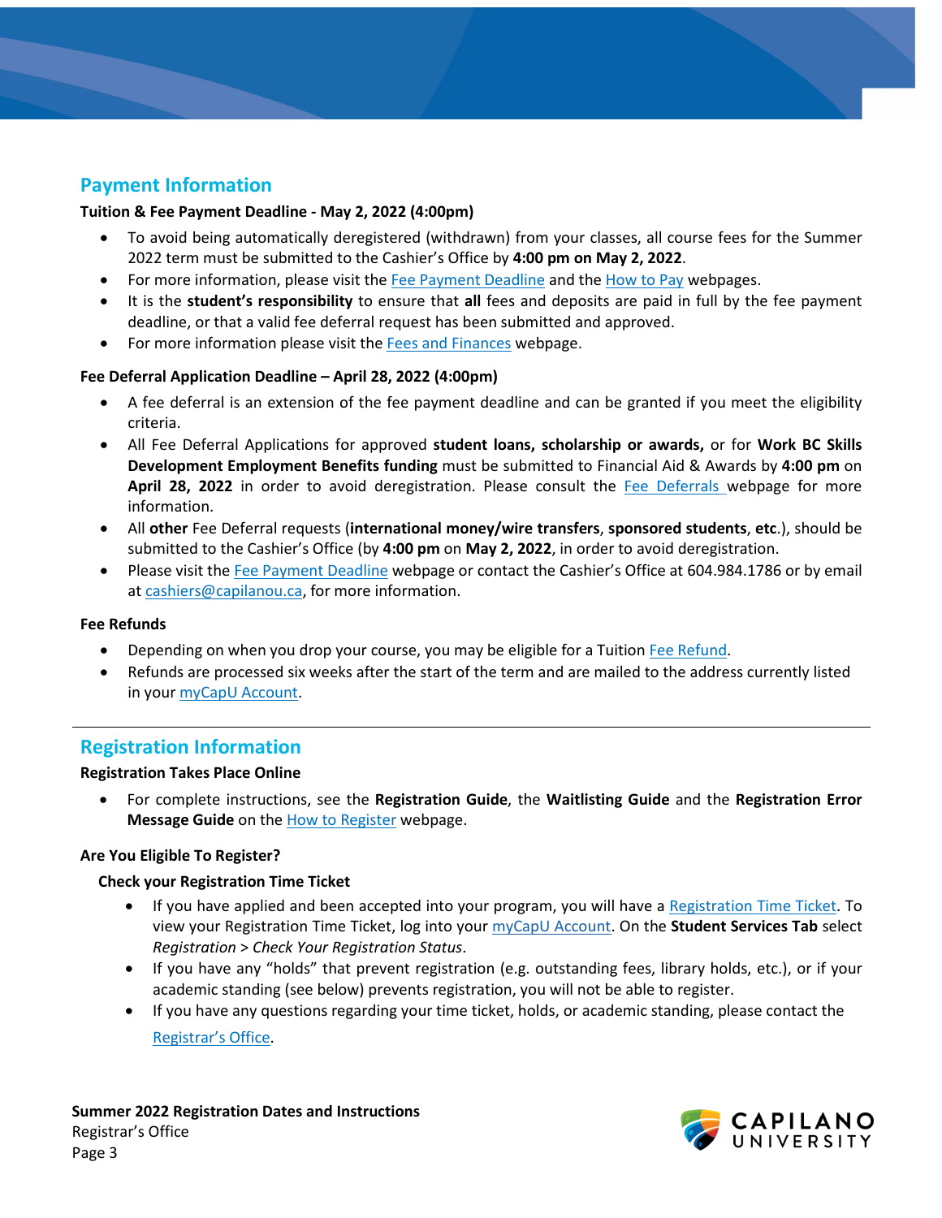## Payment Information

**Tuition & Fee Payment Deadline - May 2, 2022 (4:00pm)**

- To avoid being automatically deregistered (withdrawn) from your classes, all course fees for the Summer 2022 term must be submitted to the Cashier's Office by **4:00 pm on May 2, 2022**.
- For more information, please visit the Fee Payment Deadline and the How to Pay webpages.
- It is the **student's responsibility** to ensure that **all** fees and deposits are paid in full by the fee payment deadline, or that a valid fee deferral request has been submitted and approved.
- For more information please visit the Fees and Finances webpage.

**Fee Deferral Application Deadline – April 28, 2022 (4:00pm)**

- A fee deferral is an extension of the fee payment deadline and can be granted if you meet the eligibility criteria.
- All Fee Deferral Applications for approved **student loans, scholarship or awards,** or for **Work BC Skills Development Employment Benefits funding** must be submitted to Financial Aid & Awards by **4:00 pm** on **April 28, 2022** in order to avoid deregistration. Please consult the Fee Deferrals webpage for more information.
- All **other** Fee Deferral requests (**international money/wire transfers**, **sponsored students**, **etc**.), should be submitted to the Cashier's Office (by **4:00 pm** on **May 2, 2022**, in order to avoid deregistration.
- Please visit the Fee Payment Deadline webpage or contact the Cashier's Office at 604.984.1786 or by email at cashiers@capilanou.ca, for more information.

**Fee Refunds**

- Depending on when you drop your course, you may be eligible for a Tuition Fee Refund.
- Refunds are processed six weeks after the start of the term and are mailed to the address currently listed in your myCapU Account.

---

## Registration Information

**Registration Takes Place Online**

- For complete instructions, see the **Registration Guide**, the **Waitlisting Guide** and the **Registration Error Message Guide** on the How to Register webpage.

**Are You Eligible To Register?**

**Check your Registration Time Ticket**

- If you have applied and been accepted into your program, you will have a Registration Time Ticket. To view your Registration Time Ticket, log into your myCapU Account. On the **Student Services Tab** select *Registration > Check Your Registration Status*.
- If you have any "holds" that prevent registration (e.g. outstanding fees, library holds, etc.), or if your academic standing (see below) prevents registration, you will not be able to register.
- If you have any questions regarding your time ticket, holds, or academic standing, please contact the Registrar's Office.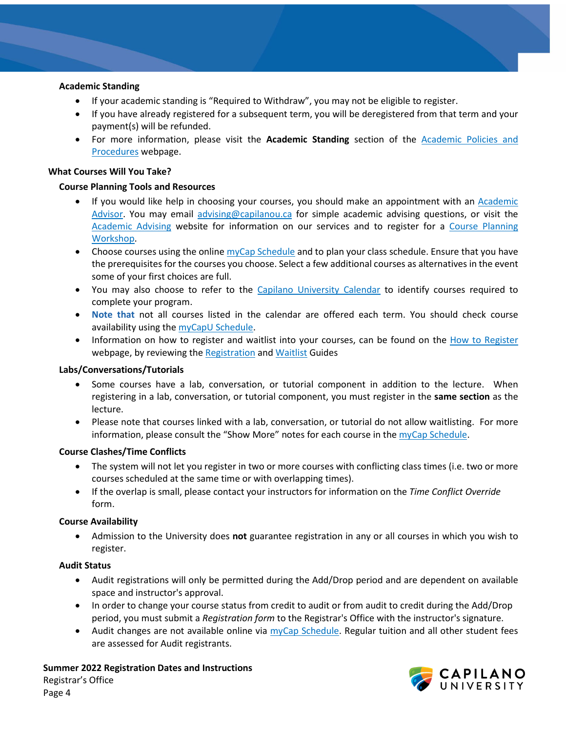### Academic Standing

- If your academic standing is "Required to Withdraw", you may not be eligible to register.
- If you have already registered for a subsequent term, you will be deregistered from that term and your payment(s) will be refunded.
- For more information, please visit the **Academic Standing** section of the Academic Policies and Procedures webpage.

## What Courses Will You Take?

### Course Planning Tools and Resources

- If you would like help in choosing your courses, you should make an appointment with an Academic Advisor. You may email advising@capilanou.ca for simple academic advising questions, or visit the Academic Advising website for information on our services and to register for a Course Planning Workshop.
- Choose courses using the online myCap Schedule and to plan your class schedule. Ensure that you have the prerequisites for the courses you choose. Select a few additional courses as alternatives in the event some of your first choices are full.
- You may also choose to refer to the Capilano University Calendar to identify courses required to complete your program.
- **Note that** not all courses listed in the calendar are offered each term. You should check course availability using the myCapU Schedule.
- Information on how to register and waitlist into your courses, can be found on the How to Register webpage, by reviewing the Registration and Waitlist Guides

### Labs/Conversations/Tutorials

- Some courses have a lab, conversation, or tutorial component in addition to the lecture. When registering in a lab, conversation, or tutorial component, you must register in the **same section** as the lecture.
- Please note that courses linked with a lab, conversation, or tutorial do not allow waitlisting. For more information, please consult the "Show More" notes for each course in the myCap Schedule.

### Course Clashes/Time Conflicts

- The system will not let you register in two or more courses with conflicting class times (i.e. two or more courses scheduled at the same time or with overlapping times).
- If the overlap is small, please contact your instructors for information on the *Time Conflict Override* form.

### Course Availability

- Admission to the University does **not** guarantee registration in any or all courses in which you wish to register.

### Audit Status

- Audit registrations will only be permitted during the Add/Drop period and are dependent on available space and instructor's approval.
- In order to change your course status from credit to audit or from audit to credit during the Add/Drop period, you must submit a *Registration form* to the Registrar's Office with the instructor's signature.
- Audit changes are not available online via myCap Schedule. Regular tuition and all other student fees are assessed for Audit registrants.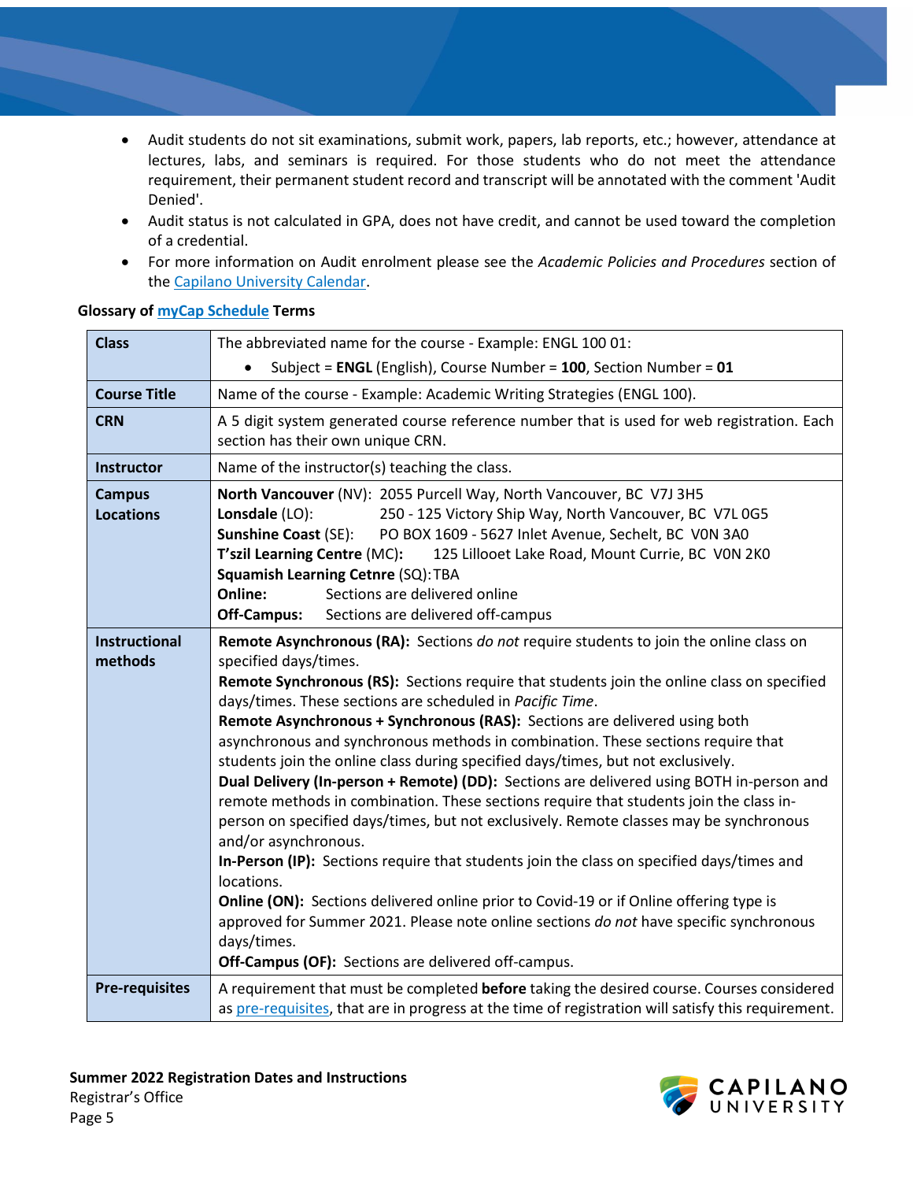- Audit students do not sit examinations, submit work, papers, lab reports, etc.; however, attendance at lectures, labs, and seminars is required. For those students who do not meet the attendance requirement, their permanent student record and transcript will be annotated with the comment 'Audit Denied'.
- Audit status is not calculated in GPA, does not have credit, and cannot be used toward the completion of a credential.
- For more information on Audit enrolment please see the *Academic Policies and Procedures* section of the Capilano University Calendar.

**Glossary of myCap Schedule Terms**

| | |
|---|---|
| **Class** | The abbreviated name for the course - Example: ENGL 100 01:<br>• Subject = **ENGL** (English), Course Number = **100**, Section Number = **01** |
| **Course Title** | Name of the course - Example: Academic Writing Strategies (ENGL 100). |
| **CRN** | A 5 digit system generated course reference number that is used for web registration. Each section has their own unique CRN. |
| **Instructor** | Name of the instructor(s) teaching the class. |
| **Campus Locations** | **North Vancouver** (NV): 2055 Purcell Way, North Vancouver, BC V7J 3H5<br>**Lonsdale** (LO): 250 - 125 Victory Ship Way, North Vancouver, BC V7L 0G5<br>**Sunshine Coast** (SE): PO BOX 1609 - 5627 Inlet Avenue, Sechelt, BC V0N 3A0<br>**T'szil Learning Centre** (MC): 125 Lillooet Lake Road, Mount Currie, BC V0N 2K0<br>**Squamish Learning Cetnre** (SQ): TBA<br>**Online:** Sections are delivered online<br>**Off-Campus:** Sections are delivered off-campus |
| **Instructional methods** | **Remote Asynchronous (RA):** Sections *do not* require students to join the online class on specified days/times.<br>**Remote Synchronous (RS):** Sections require that students join the online class on specified days/times. These sections are scheduled in *Pacific Time*.<br>**Remote Asynchronous + Synchronous (RAS):** Sections are delivered using both asynchronous and synchronous methods in combination. These sections require that students join the online class during specified days/times, but not exclusively.<br>**Dual Delivery (In-person + Remote) (DD):** Sections are delivered using BOTH in-person and remote methods in combination. These sections require that students join the class in-person on specified days/times, but not exclusively. Remote classes may be synchronous and/or asynchronous.<br>**In-Person (IP):** Sections require that students join the class on specified days/times and locations.<br>**Online (ON):** Sections delivered online prior to Covid-19 or if Online offering type is approved for Summer 2021. Please note online sections *do not* have specific synchronous days/times.<br>**Off-Campus (OF):** Sections are delivered off-campus. |
| **Pre-requisites** | A requirement that must be completed **before** taking the desired course. Courses considered as pre-requisites, that are in progress at the time of registration will satisfy this requirement. |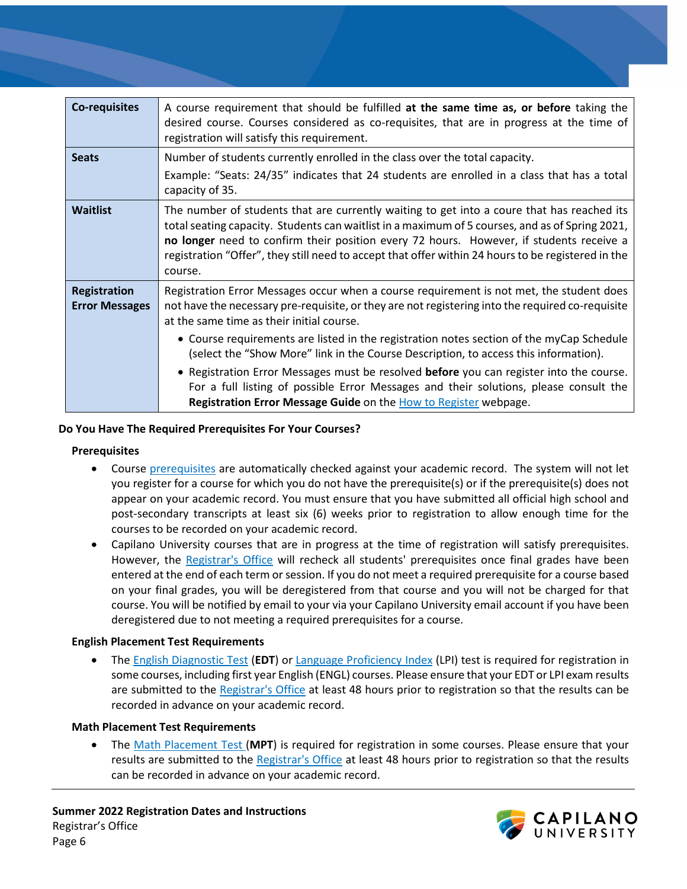| | |
|---|---|
| **Co-requisites** | A course requirement that should be fulfilled **at the same time as, or before** taking the desired course. Courses considered as co-requisites, that are in progress at the time of registration will satisfy this requirement. |
| **Seats** | Number of students currently enrolled in the class over the total capacity.<br>Example: "Seats: 24/35" indicates that 24 students are enrolled in a class that has a total capacity of 35. |
| **Waitlist** | The number of students that are currently waiting to get into a coure that has reached its total seating capacity. Students can waitlist in a maximum of 5 courses, and as of Spring 2021, **no longer** need to confirm their position every 72 hours. However, if students receive a registration "Offer", they still need to accept that offer within 24 hours to be registered in the course. |
| **Registration Error Messages** | Registration Error Messages occur when a course requirement is not met, the student does not have the necessary pre-requisite, or they are not registering into the required co-requisite at the same time as their initial course.<br>• Course requirements are listed in the registration notes section of the myCap Schedule (select the "Show More" link in the Course Description, to access this information).<br>• Registration Error Messages must be resolved **before** you can register into the course. For a full listing of possible Error Messages and their solutions, please consult the **Registration Error Message Guide** on the How to Register webpage. |

### Do You Have The Required Prerequisites For Your Courses?

#### Prerequisites

- Course prerequisites are automatically checked against your academic record. The system will not let you register for a course for which you do not have the prerequisite(s) or if the prerequisite(s) does not appear on your academic record. You must ensure that you have submitted all official high school and post-secondary transcripts at least six (6) weeks prior to registration to allow enough time for the courses to be recorded on your academic record.
- Capilano University courses that are in progress at the time of registration will satisfy prerequisites. However, the Registrar's Office will recheck all students' prerequisites once final grades have been entered at the end of each term or session. If you do not meet a required prerequisite for a course based on your final grades, you will be deregistered from that course and you will not be charged for that course. You will be notified by email to your via your Capilano University email account if you have been deregistered due to not meeting a required prerequisites for a course.

#### English Placement Test Requirements

- The English Diagnostic Test (**EDT**) or Language Proficiency Index (LPI) test is required for registration in some courses, including first year English (ENGL) courses. Please ensure that your EDT or LPI exam results are submitted to the Registrar's Office at least 48 hours prior to registration so that the results can be recorded in advance on your academic record.

#### Math Placement Test Requirements

- The Math Placement Test (**MPT**) is required for registration in some courses. Please ensure that your results are submitted to the Registrar's Office at least 48 hours prior to registration so that the results can be recorded in advance on your academic record.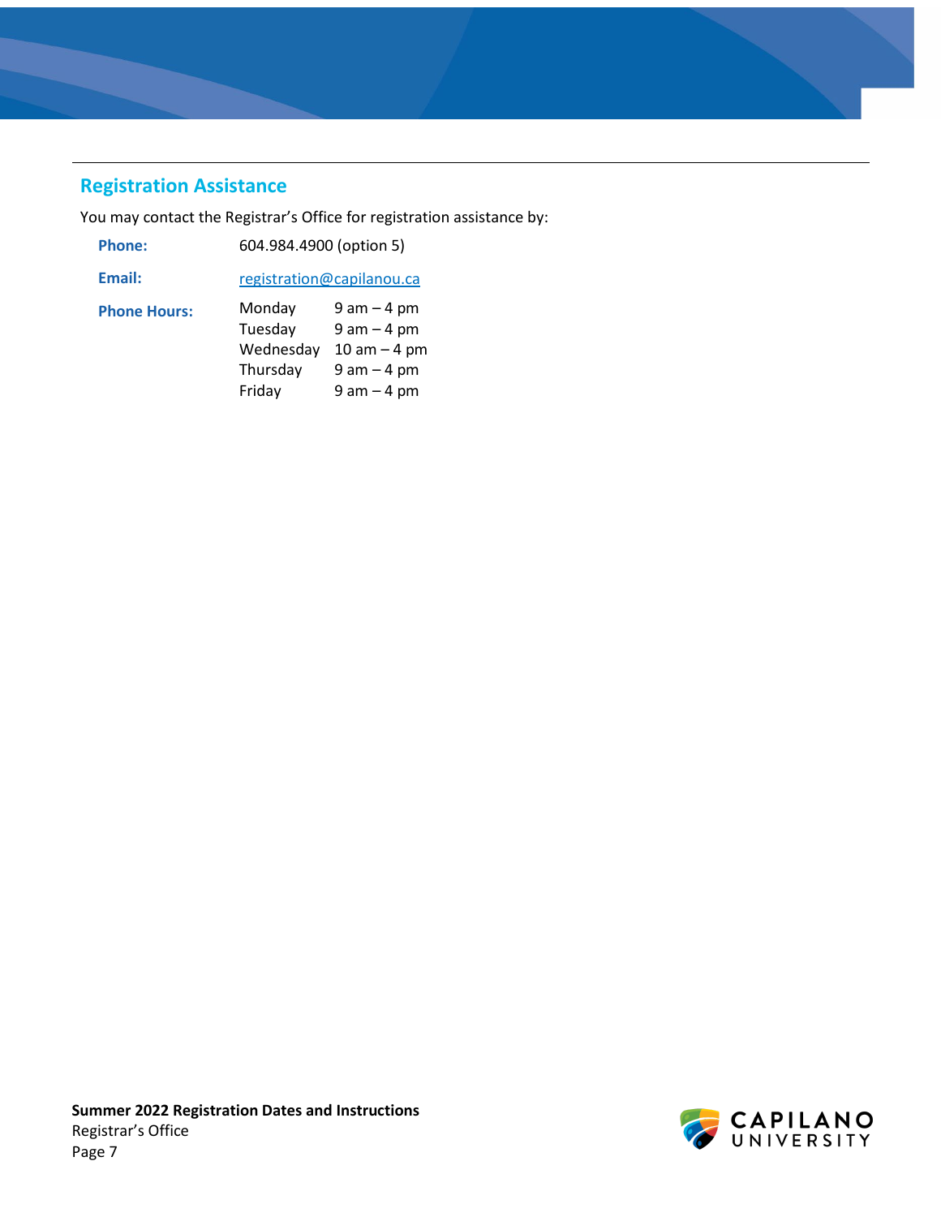## Registration Assistance

You may contact the Registrar's Office for registration assistance by:

**Phone:** 604.984.4900 (option 5)

**Email:** registration@capilanou.ca

**Phone Hours:**

| | |
|---|---|
| Monday | 9 am – 4 pm |
| Tuesday | 9 am – 4 pm |
| Wednesday | 10 am – 4 pm |
| Thursday | 9 am – 4 pm |
| Friday | 9 am – 4 pm |